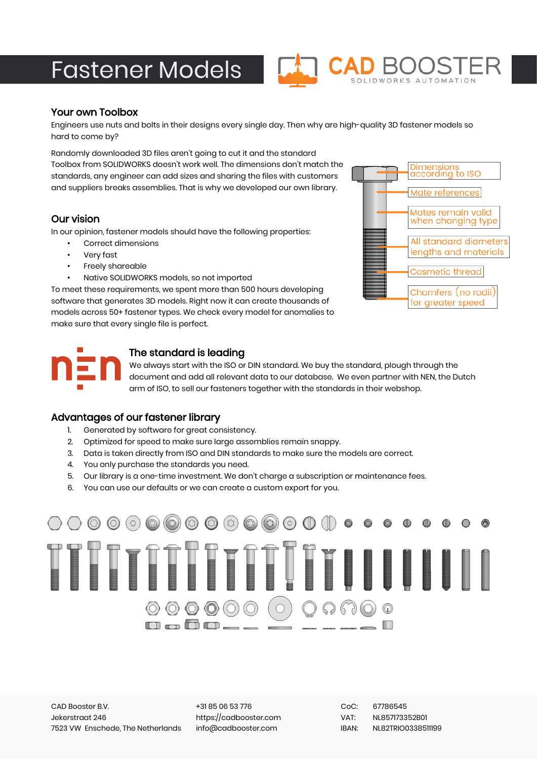# Fastener Models

CAD BOOSTER
SOLIDWORKS AUTOMATION

## Your own Toolbox

Engineers use nuts and bolts in their designs every single day. Then why are high-quality 3D fastener models so hard to come by?

Randomly downloaded 3D files aren't going to cut it and the standard Toolbox from SOLIDWORKS doesn't work well. The dimensions don't match the standards, any engineer can add sizes and sharing the files with customers and suppliers breaks assemblies. That is why we developed our own library.

Dimensions according to ISO

Mate references

Mates remain valid when changing type

All standard diameters lengths and materials

Cosmetic thread

Chamfers (no radii) for greater speed

## Our vision

In our opinion, fastener models should have the following properties:

- Correct dimensions
- Very fast
- Freely shareable
- Native SOLIDWORKS models, so not imported

To meet these requirements, we spent more than 500 hours developing software that generates 3D models. Right now it can create thousands of models across 50+ fastener types. We check every model for anomalies to make sure that every single file is perfect.

## The standard is leading

We always start with the ISO or DIN standard. We buy the standard, plough through the document and add all relevant data to our database. We even partner with NEN, the Dutch arm of ISO, to sell our fasteners together with the standards in their webshop.

## Advantages of our fastener library

1. Generated by software for great consistency.
2. Optimized for speed to make sure large assemblies remain snappy.
3. Data is taken directly from ISO and DIN standards to make sure the models are correct.
4. You only purchase the standards you need.
5. Our library is a one-time investment. We don't charge a subscription or maintenance fees.
6. You can use our defaults or we can create a custom export for you.

CAD Booster B.V.
Jekerstraat 246
7523 VW Enschede, The Netherlands

+31 85 06 53 776
https://cadbooster.com
info@cadbooster.com

CoC: 67786545
VAT: NL857173352B01
IBAN: NL82TRIO0338511199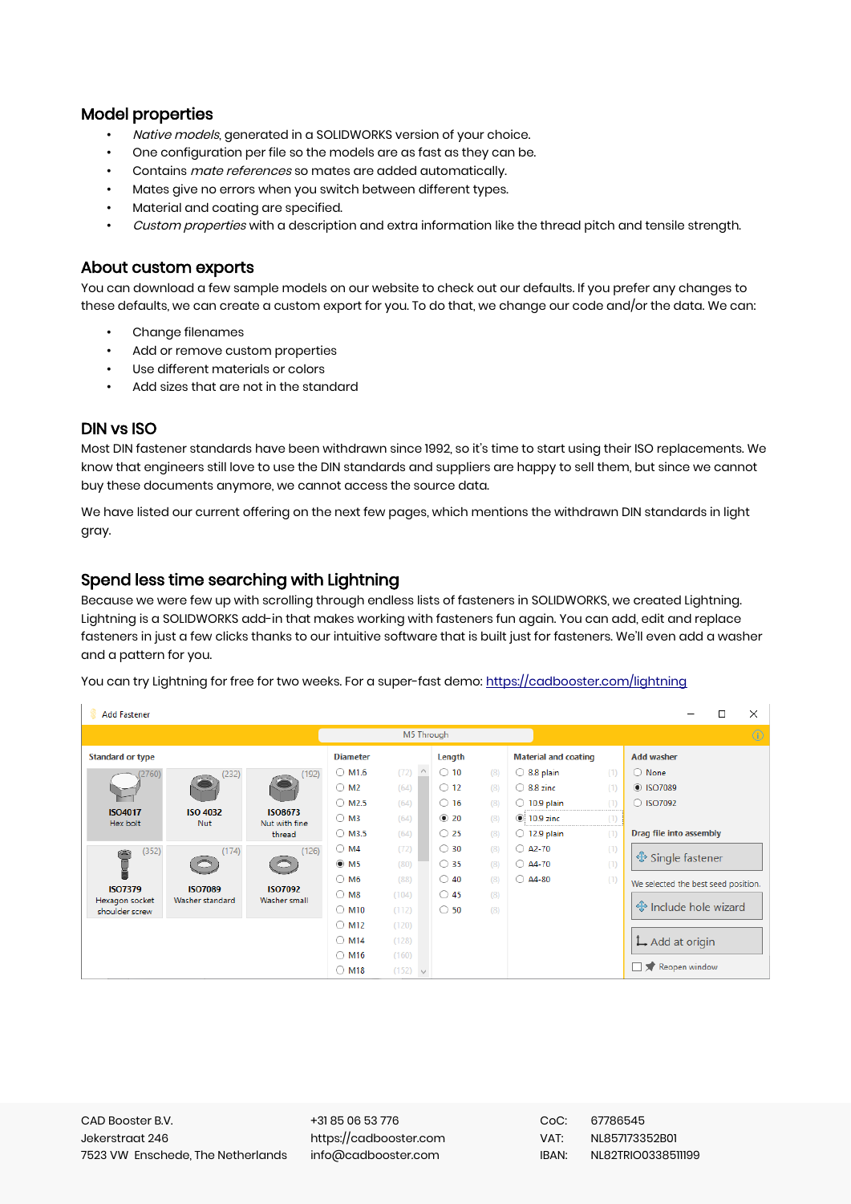## Model properties

- *Native models*, generated in a SOLIDWORKS version of your choice.
- One configuration per file so the models are as fast as they can be.
- Contains *mate references* so mates are added automatically.
- Mates give no errors when you switch between different types.
- Material and coating are specified.
- *Custom properties* with a description and extra information like the thread pitch and tensile strength.

## About custom exports

You can download a few sample models on our website to check out our defaults. If you prefer any changes to these defaults, we can create a custom export for you. To do that, we change our code and/or the data. We can:

- Change filenames
- Add or remove custom properties
- Use different materials or colors
- Add sizes that are not in the standard

## DIN vs ISO

Most DIN fastener standards have been withdrawn since 1992, so it's time to start using their ISO replacements. We know that engineers still love to use the DIN standards and suppliers are happy to sell them, but since we cannot buy these documents anymore, we cannot access the source data.

We have listed our current offering on the next few pages, which mentions the withdrawn DIN standards in light gray.

## Spend less time searching with Lightning

Because we were fed up with scrolling through endless lists of fasteners in SOLIDWORKS, we created Lightning. Lightning is a SOLIDWORKS add-in that makes working with fasteners fun again. You can add, edit and replace fasteners in just a few clicks thanks to our intuitive software that is built just for fasteners. We'll even add a washer and a pattern for you.

You can try Lightning for free for two weeks. For a super-fast demo: https://cadbooster.com/lightning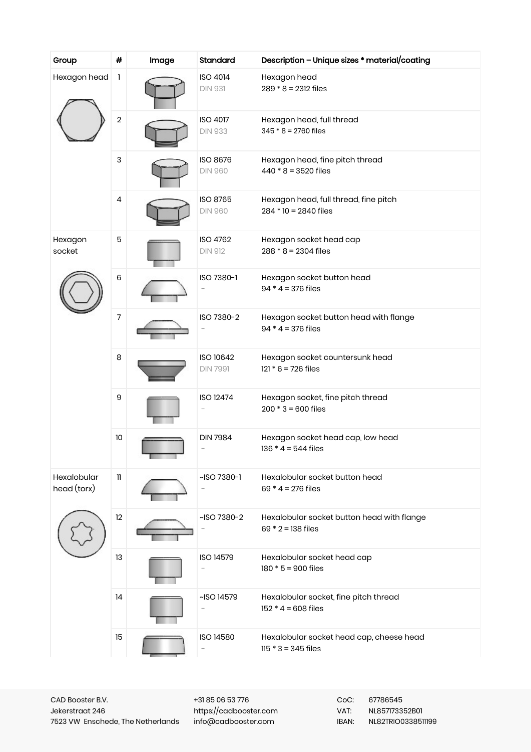| Group | # | Image | Standard | Description – Unique sizes * material/coating |
|---|---|---|---|---|
| Hexagon head | 1 | | ISO 4014<br>DIN 931 | Hexagon head<br>289 * 8 = 2312 files |
| | 2 | | ISO 4017<br>DIN 933 | Hexagon head, full thread<br>345 * 8 = 2760 files |
| | 3 | | ISO 8676<br>DIN 960 | Hexagon head, fine pitch thread<br>440 * 8 = 3520 files |
| | 4 | | ISO 8765<br>DIN 960 | Hexagon head, full thread, fine pitch<br>284 * 10 = 2840 files |
| Hexagon socket | 5 | | ISO 4762<br>DIN 912 | Hexagon socket head cap<br>288 * 8 = 2304 files |
| | 6 | | ISO 7380-1<br>– | Hexagon socket button head<br>94 * 4 = 376 files |
| | 7 | | ISO 7380-2<br>– | Hexagon socket button head with flange<br>94 * 4 = 376 files |
| | 8 | | ISO 10642<br>DIN 7991 | Hexagon socket countersunk head<br>121 * 6 = 726 files |
| | 9 | | ISO 12474<br>– | Hexagon socket, fine pitch thread<br>200 * 3 = 600 files |
| | 10 | | DIN 7984<br>– | Hexagon socket head cap, low head<br>136 * 4 = 544 files |
| Hexalobular head (torx) | 11 | | ~ISO 7380-1<br>– | Hexalobular socket button head<br>69 * 4 = 276 files |
| | 12 | | ~ISO 7380-2<br>– | Hexalobular socket button head with flange<br>69 * 2 = 138 files |
| | 13 | | ISO 14579<br>– | Hexalobular socket head cap<br>180 * 5 = 900 files |
| | 14 | | ~ISO 14579<br>– | Hexalobular socket, fine pitch thread<br>152 * 4 = 608 files |
| | 15 | | ISO 14580<br>– | Hexalobular socket head cap, cheese head<br>115 * 3 = 345 files |

CAD Booster B.V.
Jekerstraat 246
7523 VW Enschede, The Netherlands

+31 85 06 53 776
https://cadbooster.com
info@cadbooster.com

CoC: 67786545
VAT: NL857173352B01
IBAN: NL82TRIO0338511199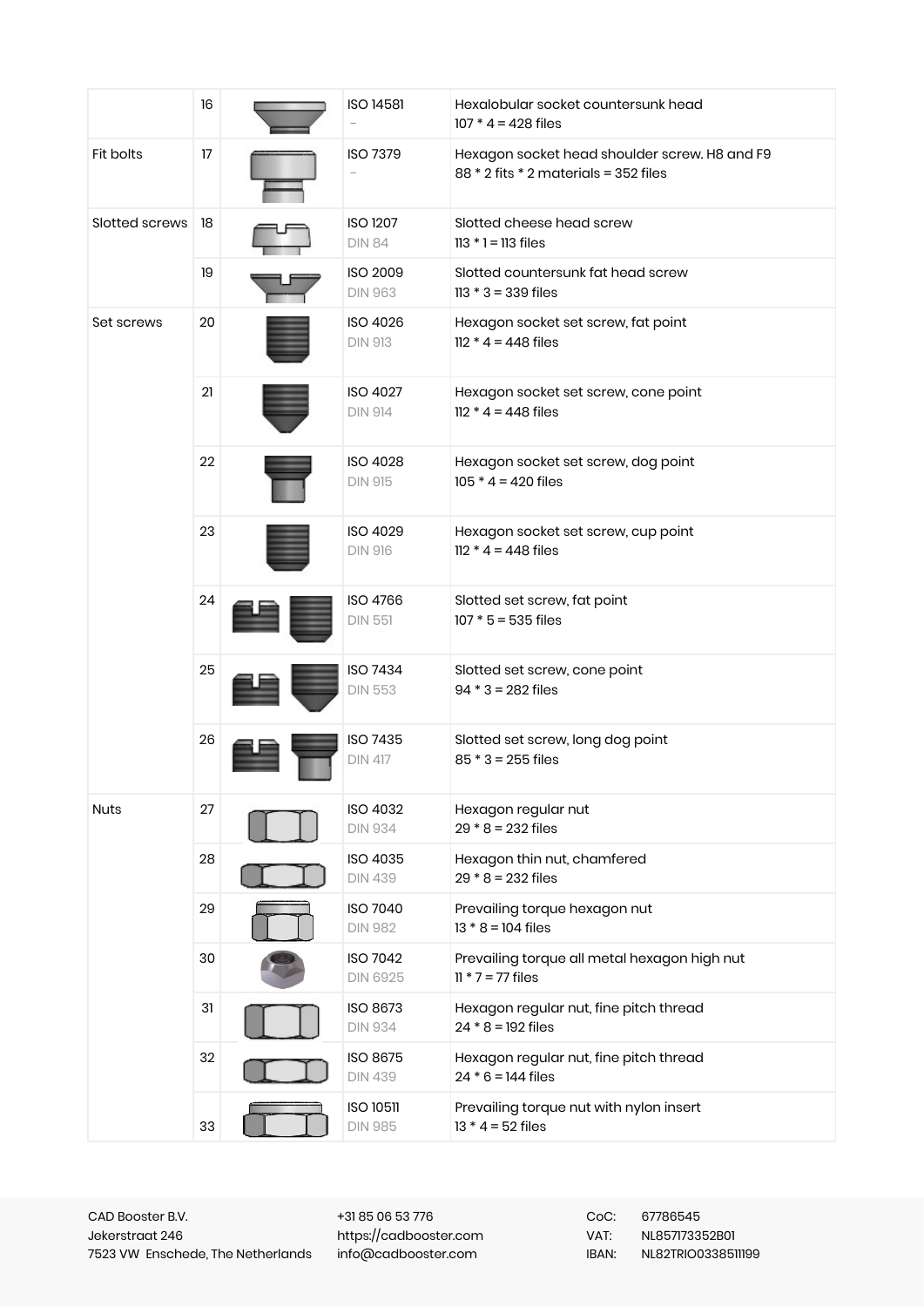| | | | | |
|---|---|---|---|---|
| | 16 | | ISO 14581<br>– | Hexalobular socket countersunk head<br>107 * 4 = 428 files |
| Fit bolts | 17 | | ISO 7379<br>– | Hexagon socket head shoulder screw. H8 and F9<br>88 * 2 fits * 2 materials = 352 files |
| Slotted screws | 18 | | ISO 1207<br>DIN 84 | Slotted cheese head screw<br>113 * 1 = 113 files |
| | 19 | | ISO 2009<br>DIN 963 | Slotted countersunk fat head screw<br>113 * 3 = 339 files |
| Set screws | 20 | | ISO 4026<br>DIN 913 | Hexagon socket set screw, fat point<br>112 * 4 = 448 files |
| | 21 | | ISO 4027<br>DIN 914 | Hexagon socket set screw, cone point<br>112 * 4 = 448 files |
| | 22 | | ISO 4028<br>DIN 915 | Hexagon socket set screw, dog point<br>105 * 4 = 420 files |
| | 23 | | ISO 4029<br>DIN 916 | Hexagon socket set screw, cup point<br>112 * 4 = 448 files |
| | 24 | | ISO 4766<br>DIN 551 | Slotted set screw, fat point<br>107 * 5 = 535 files |
| | 25 | | ISO 7434<br>DIN 553 | Slotted set screw, cone point<br>94 * 3 = 282 files |
| | 26 | | ISO 7435<br>DIN 417 | Slotted set screw, long dog point<br>85 * 3 = 255 files |
| Nuts | 27 | | ISO 4032<br>DIN 934 | Hexagon regular nut<br>29 * 8 = 232 files |
| | 28 | | ISO 4035<br>DIN 439 | Hexagon thin nut, chamfered<br>29 * 8 = 232 files |
| | 29 | | ISO 7040<br>DIN 982 | Prevailing torque hexagon nut<br>13 * 8 = 104 files |
| | 30 | | ISO 7042<br>DIN 6925 | Prevailing torque all metal hexagon high nut<br>11 * 7 = 77 files |
| | 31 | | ISO 8673<br>DIN 934 | Hexagon regular nut, fine pitch thread<br>24 * 8 = 192 files |
| | 32 | | ISO 8675<br>DIN 439 | Hexagon regular nut, fine pitch thread<br>24 * 6 = 144 files |
| | 33 | | ISO 10511<br>DIN 985 | Prevailing torque nut with nylon insert<br>13 * 4 = 52 files |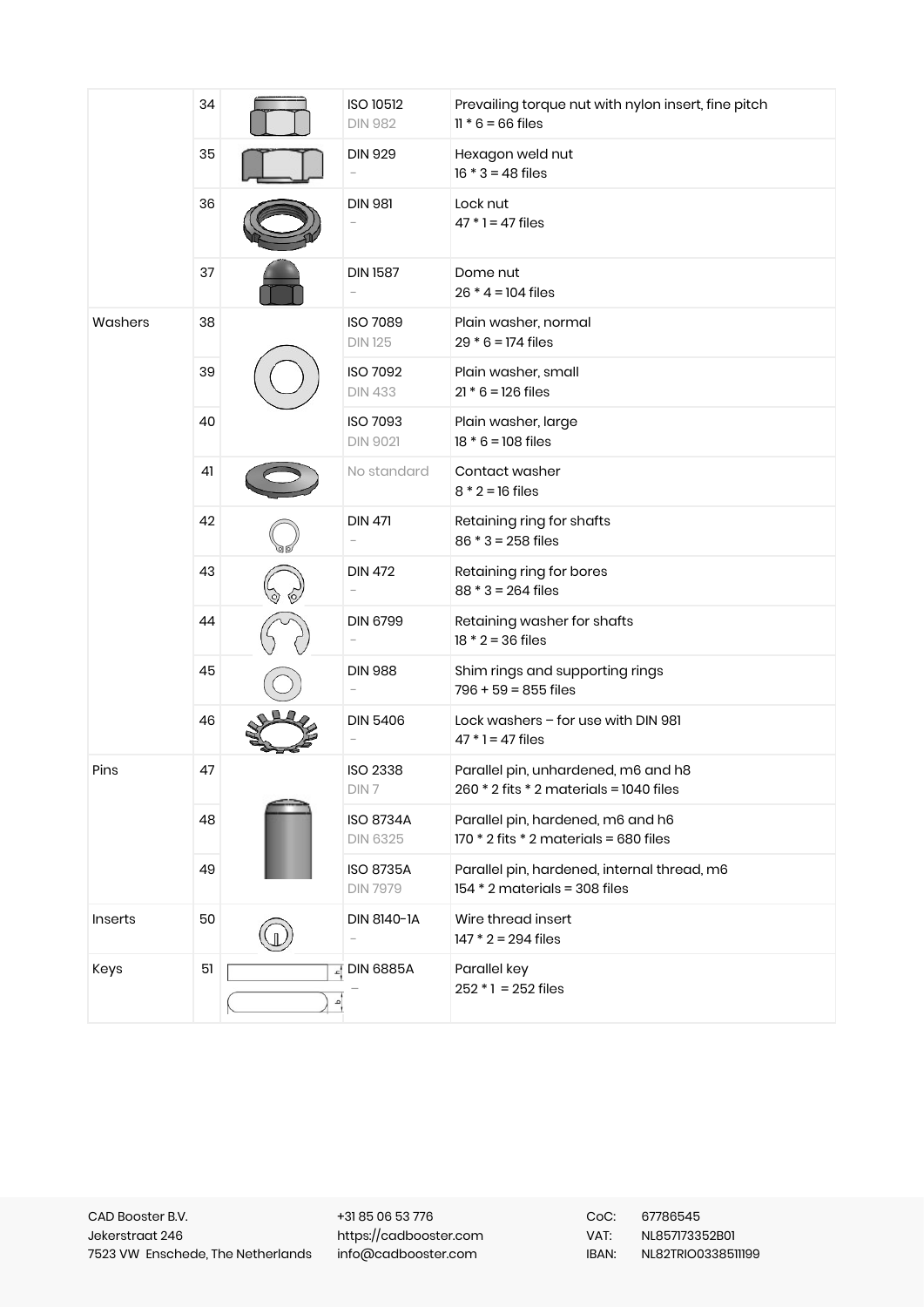| | | | | |
|---|---|---|---|---|
| | 34 | | ISO 10512<br>DIN 982 | Prevailing torque nut with nylon insert, fine pitch<br>11 * 6 = 66 files |
| | 35 | | DIN 929<br>– | Hexagon weld nut<br>16 * 3 = 48 files |
| | 36 | | DIN 981<br>– | Lock nut<br>47 * 1 = 47 files |
| | 37 | | DIN 1587<br>– | Dome nut<br>26 * 4 = 104 files |
| Washers | 38 | | ISO 7089<br>DIN 125 | Plain washer, normal<br>29 * 6 = 174 files |
| | 39 | | ISO 7092<br>DIN 433 | Plain washer, small<br>21 * 6 = 126 files |
| | 40 | | ISO 7093<br>DIN 9021 | Plain washer, large<br>18 * 6 = 108 files |
| | 41 | | No standard | Contact washer<br>8 * 2 = 16 files |
| | 42 | | DIN 471<br>– | Retaining ring for shafts<br>86 * 3 = 258 files |
| | 43 | | DIN 472<br>– | Retaining ring for bores<br>88 * 3 = 264 files |
| | 44 | | DIN 6799<br>– | Retaining washer for shafts<br>18 * 2 = 36 files |
| | 45 | | DIN 988<br>– | Shim rings and supporting rings<br>796 + 59 = 855 files |
| | 46 | | DIN 5406<br>– | Lock washers – for use with DIN 981<br>47 * 1 = 47 files |
| Pins | 47 | | ISO 2338<br>DIN 7 | Parallel pin, unhardened, m6 and h8<br>260 * 2 fits * 2 materials = 1040 files |
| | 48 | | ISO 8734A<br>DIN 6325 | Parallel pin, hardened, m6 and h6<br>170 * 2 fits * 2 materials = 680 files |
| | 49 | | ISO 8735A<br>DIN 7979 | Parallel pin, hardened, internal thread, m6<br>154 * 2 materials = 308 files |
| Inserts | 50 | | DIN 8140-1A<br>– | Wire thread insert<br>147 * 2 = 294 files |
| Keys | 51 | | DIN 6885A<br>– | Parallel key<br>252 * 1 = 252 files |

CAD Booster B.V.
Jekerstraat 246
7523 VW Enschede, The Netherlands

+31 85 06 53 776
https://cadbooster.com
info@cadbooster.com

CoC: 67786545
VAT: NL857173352B01
IBAN: NL82TRIO0338511199